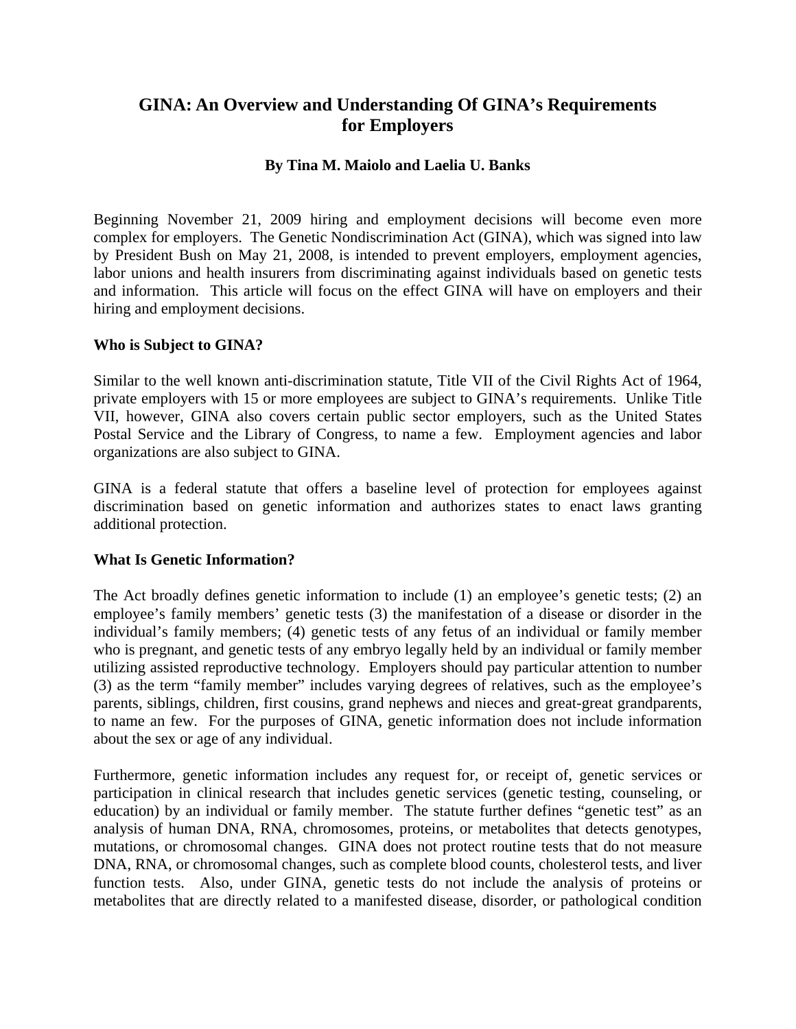# GINA: An Overview and Understanding Of GINA's Requirements for Employers

**By Tina M. Maiolo and Laelia U. Banks**

Beginning November 21, 2009 hiring and employment decisions will become even more complex for employers. The Genetic Nondiscrimination Act (GINA), which was signed into law by President Bush on May 21, 2008, is intended to prevent employers, employment agencies, labor unions and health insurers from discriminating against individuals based on genetic tests and information. This article will focus on the effect GINA will have on employers and their hiring and employment decisions.

## Who is Subject to GINA?

Similar to the well known anti-discrimination statute, Title VII of the Civil Rights Act of 1964, private employers with 15 or more employees are subject to GINA's requirements. Unlike Title VII, however, GINA also covers certain public sector employers, such as the United States Postal Service and the Library of Congress, to name a few. Employment agencies and labor organizations are also subject to GINA.

GINA is a federal statute that offers a baseline level of protection for employees against discrimination based on genetic information and authorizes states to enact laws granting additional protection.

## What Is Genetic Information?

The Act broadly defines genetic information to include (1) an employee's genetic tests; (2) an employee's family members' genetic tests (3) the manifestation of a disease or disorder in the individual's family members; (4) genetic tests of any fetus of an individual or family member who is pregnant, and genetic tests of any embryo legally held by an individual or family member utilizing assisted reproductive technology. Employers should pay particular attention to number (3) as the term "family member" includes varying degrees of relatives, such as the employee's parents, siblings, children, first cousins, grand nephews and nieces and great-great grandparents, to name an few. For the purposes of GINA, genetic information does not include information about the sex or age of any individual.

Furthermore, genetic information includes any request for, or receipt of, genetic services or participation in clinical research that includes genetic services (genetic testing, counseling, or education) by an individual or family member. The statute further defines "genetic test" as an analysis of human DNA, RNA, chromosomes, proteins, or metabolites that detects genotypes, mutations, or chromosomal changes. GINA does not protect routine tests that do not measure DNA, RNA, or chromosomal changes, such as complete blood counts, cholesterol tests, and liver function tests. Also, under GINA, genetic tests do not include the analysis of proteins or metabolites that are directly related to a manifested disease, disorder, or pathological condition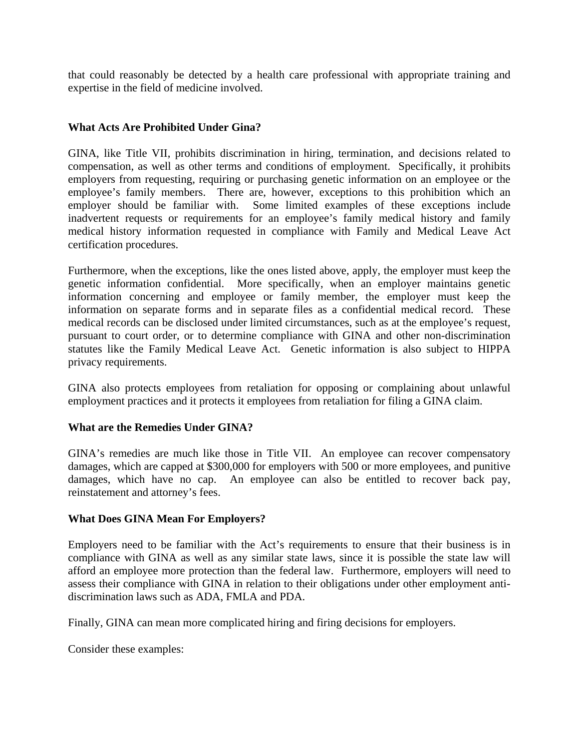that could reasonably be detected by a health care professional with appropriate training and expertise in the field of medicine involved.

**What Acts Are Prohibited Under Gina?**

GINA, like Title VII, prohibits discrimination in hiring, termination, and decisions related to compensation, as well as other terms and conditions of employment. Specifically, it prohibits employers from requesting, requiring or purchasing genetic information on an employee or the employee's family members. There are, however, exceptions to this prohibition which an employer should be familiar with. Some limited examples of these exceptions include inadvertent requests or requirements for an employee's family medical history and family medical history information requested in compliance with Family and Medical Leave Act certification procedures.

Furthermore, when the exceptions, like the ones listed above, apply, the employer must keep the genetic information confidential. More specifically, when an employer maintains genetic information concerning and employee or family member, the employer must keep the information on separate forms and in separate files as a confidential medical record. These medical records can be disclosed under limited circumstances, such as at the employee's request, pursuant to court order, or to determine compliance with GINA and other non-discrimination statutes like the Family Medical Leave Act. Genetic information is also subject to HIPPA privacy requirements.

GINA also protects employees from retaliation for opposing or complaining about unlawful employment practices and it protects it employees from retaliation for filing a GINA claim.

**What are the Remedies Under GINA?**

GINA's remedies are much like those in Title VII. An employee can recover compensatory damages, which are capped at $300,000 for employers with 500 or more employees, and punitive damages, which have no cap. An employee can also be entitled to recover back pay, reinstatement and attorney's fees.

**What Does GINA Mean For Employers?**

Employers need to be familiar with the Act's requirements to ensure that their business is in compliance with GINA as well as any similar state laws, since it is possible the state law will afford an employee more protection than the federal law. Furthermore, employers will need to assess their compliance with GINA in relation to their obligations under other employment anti-discrimination laws such as ADA, FMLA and PDA.

Finally, GINA can mean more complicated hiring and firing decisions for employers.

Consider these examples: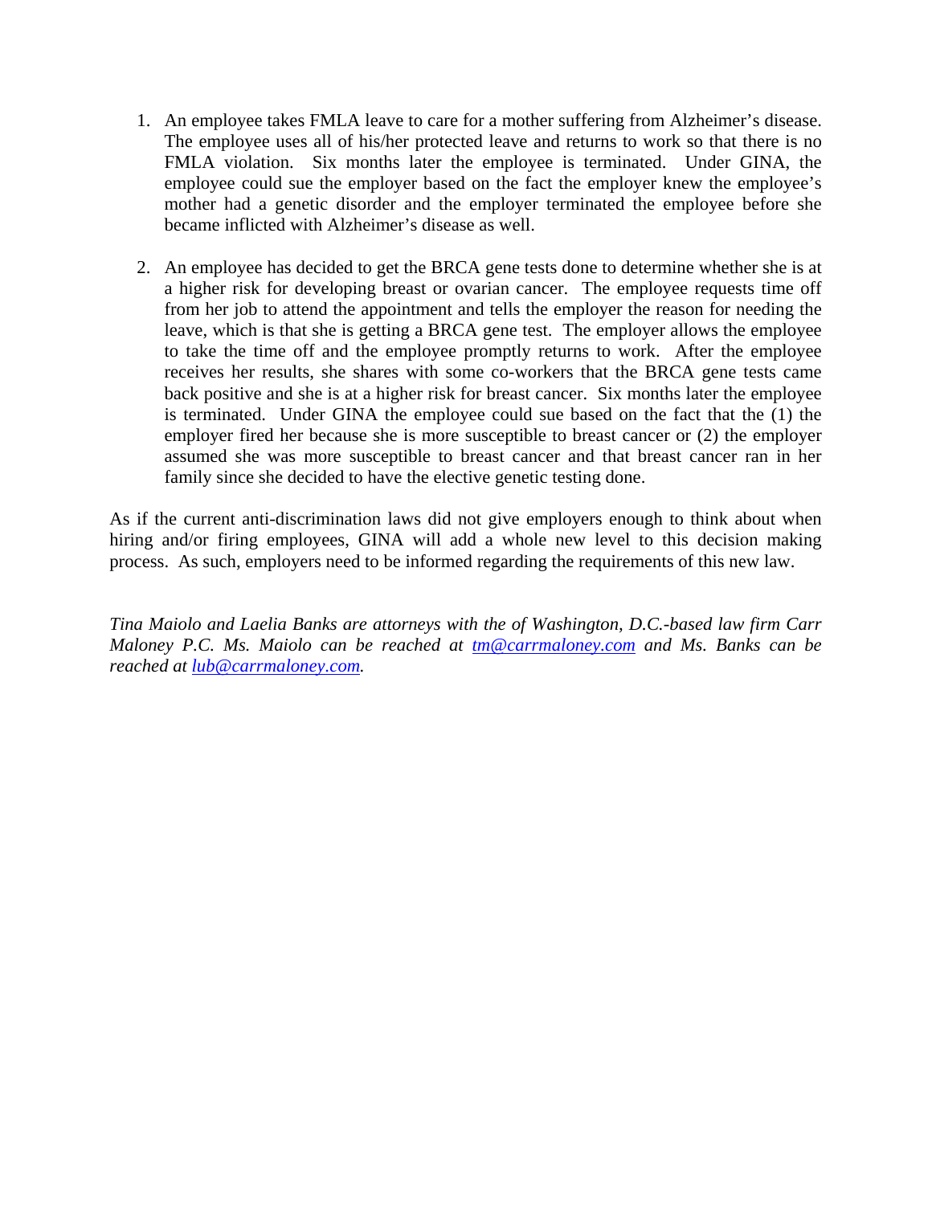1. An employee takes FMLA leave to care for a mother suffering from Alzheimer's disease. The employee uses all of his/her protected leave and returns to work so that there is no FMLA violation. Six months later the employee is terminated. Under GINA, the employee could sue the employer based on the fact the employer knew the employee's mother had a genetic disorder and the employer terminated the employee before she became inflicted with Alzheimer's disease as well.

2. An employee has decided to get the BRCA gene tests done to determine whether she is at a higher risk for developing breast or ovarian cancer. The employee requests time off from her job to attend the appointment and tells the employer the reason for needing the leave, which is that she is getting a BRCA gene test. The employer allows the employee to take the time off and the employee promptly returns to work. After the employee receives her results, she shares with some co-workers that the BRCA gene tests came back positive and she is at a higher risk for breast cancer. Six months later the employee is terminated. Under GINA the employee could sue based on the fact that the (1) the employer fired her because she is more susceptible to breast cancer or (2) the employer assumed she was more susceptible to breast cancer and that breast cancer ran in her family since she decided to have the elective genetic testing done.

As if the current anti-discrimination laws did not give employers enough to think about when hiring and/or firing employees, GINA will add a whole new level to this decision making process. As such, employers need to be informed regarding the requirements of this new law.

*Tina Maiolo and Laelia Banks are attorneys with the of Washington, D.C.-based law firm Carr Maloney P.C. Ms. Maiolo can be reached at tm@carrmaloney.com and Ms. Banks can be reached at lub@carrmaloney.com.*